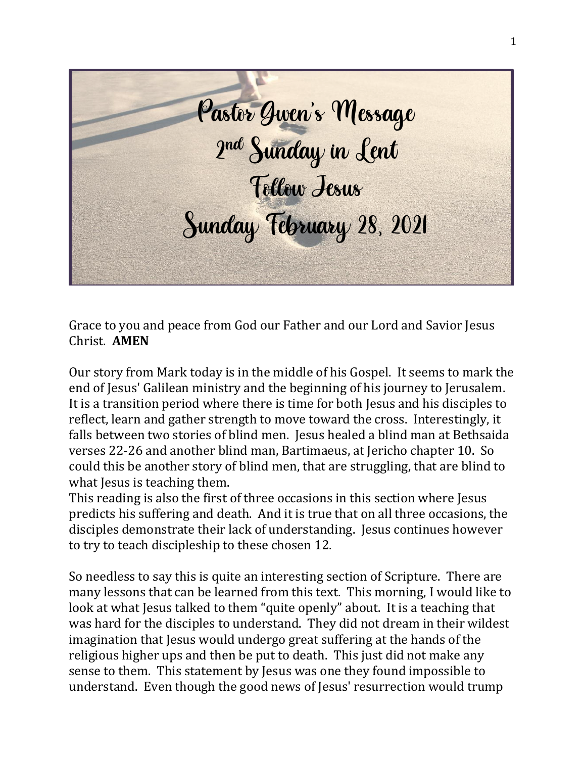# Pastor Gwen's Message
## 2nd Sunday in Lent
## Follow Jesus
## Sunday February 28, 2021

Grace to you and peace from God our Father and our Lord and Savior Jesus Christ. **AMEN**

Our story from Mark today is in the middle of his Gospel. It seems to mark the end of Jesus' Galilean ministry and the beginning of his journey to Jerusalem. It is a transition period where there is time for both Jesus and his disciples to reflect, learn and gather strength to move toward the cross. Interestingly, it falls between two stories of blind men. Jesus healed a blind man at Bethsaida verses 22-26 and another blind man, Bartimaeus, at Jericho chapter 10. So could this be another story of blind men, that are struggling, that are blind to what Jesus is teaching them.

This reading is also the first of three occasions in this section where Jesus predicts his suffering and death. And it is true that on all three occasions, the disciples demonstrate their lack of understanding. Jesus continues however to try to teach discipleship to these chosen 12.

So needless to say this is quite an interesting section of Scripture. There are many lessons that can be learned from this text. This morning, I would like to look at what Jesus talked to them "quite openly" about. It is a teaching that was hard for the disciples to understand. They did not dream in their wildest imagination that Jesus would undergo great suffering at the hands of the religious higher ups and then be put to death. This just did not make any sense to them. This statement by Jesus was one they found impossible to understand. Even though the good news of Jesus' resurrection would trump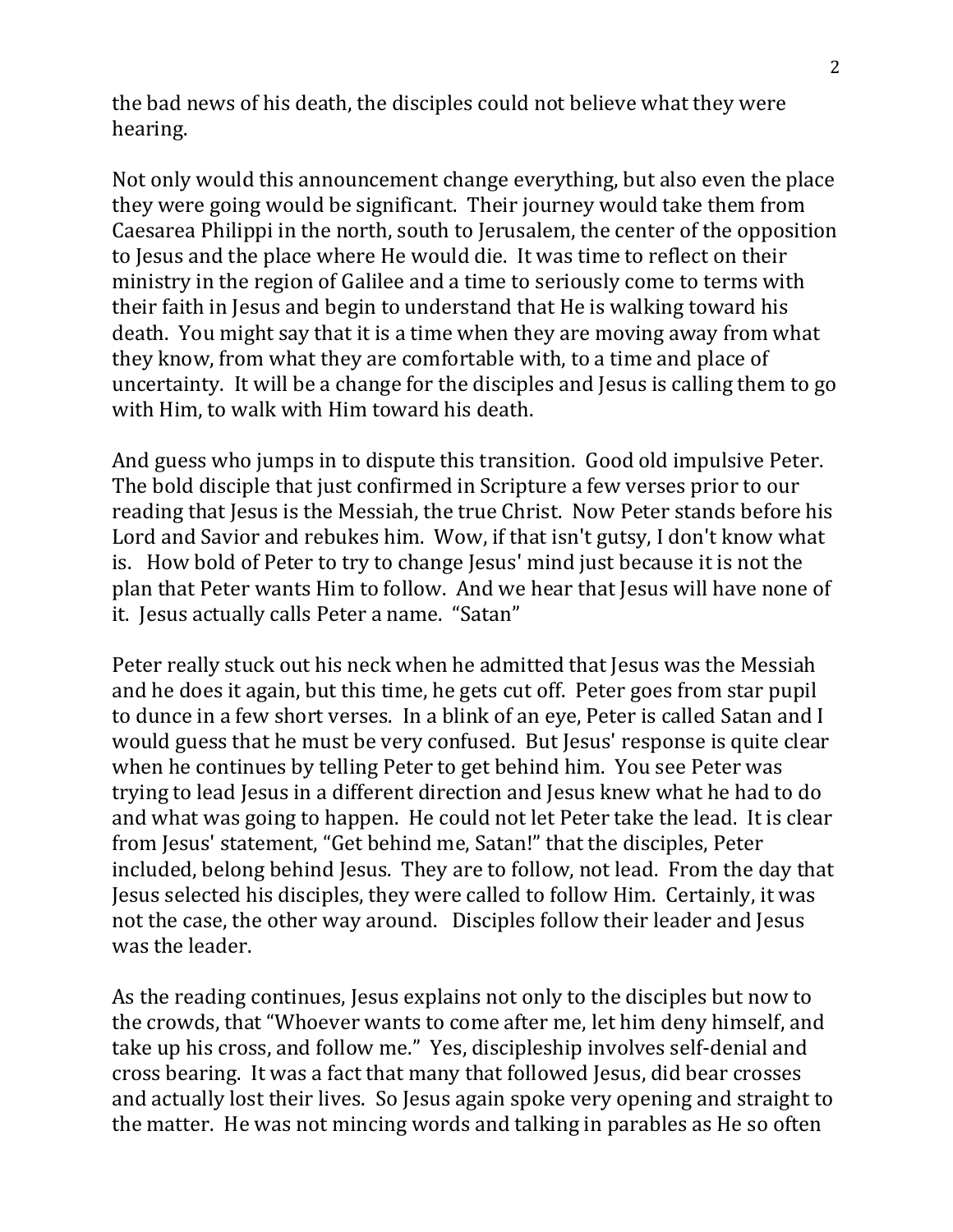the bad news of his death, the disciples could not believe what they were hearing.

Not only would this announcement change everything, but also even the place they were going would be significant. Their journey would take them from Caesarea Philippi in the north, south to Jerusalem, the center of the opposition to Jesus and the place where He would die. It was time to reflect on their ministry in the region of Galilee and a time to seriously come to terms with their faith in Jesus and begin to understand that He is walking toward his death. You might say that it is a time when they are moving away from what they know, from what they are comfortable with, to a time and place of uncertainty. It will be a change for the disciples and Jesus is calling them to go with Him, to walk with Him toward his death.

And guess who jumps in to dispute this transition. Good old impulsive Peter. The bold disciple that just confirmed in Scripture a few verses prior to our reading that Jesus is the Messiah, the true Christ. Now Peter stands before his Lord and Savior and rebukes him. Wow, if that isn't gutsy, I don't know what is. How bold of Peter to try to change Jesus' mind just because it is not the plan that Peter wants Him to follow. And we hear that Jesus will have none of it. Jesus actually calls Peter a name. "Satan"

Peter really stuck out his neck when he admitted that Jesus was the Messiah and he does it again, but this time, he gets cut off. Peter goes from star pupil to dunce in a few short verses. In a blink of an eye, Peter is called Satan and I would guess that he must be very confused. But Jesus' response is quite clear when he continues by telling Peter to get behind him. You see Peter was trying to lead Jesus in a different direction and Jesus knew what he had to do and what was going to happen. He could not let Peter take the lead. It is clear from Jesus' statement, "Get behind me, Satan!" that the disciples, Peter included, belong behind Jesus. They are to follow, not lead. From the day that Jesus selected his disciples, they were called to follow Him. Certainly, it was not the case, the other way around. Disciples follow their leader and Jesus was the leader.

As the reading continues, Jesus explains not only to the disciples but now to the crowds, that "Whoever wants to come after me, let him deny himself, and take up his cross, and follow me." Yes, discipleship involves self-denial and cross bearing. It was a fact that many that followed Jesus, did bear crosses and actually lost their lives. So Jesus again spoke very opening and straight to the matter. He was not mincing words and talking in parables as He so often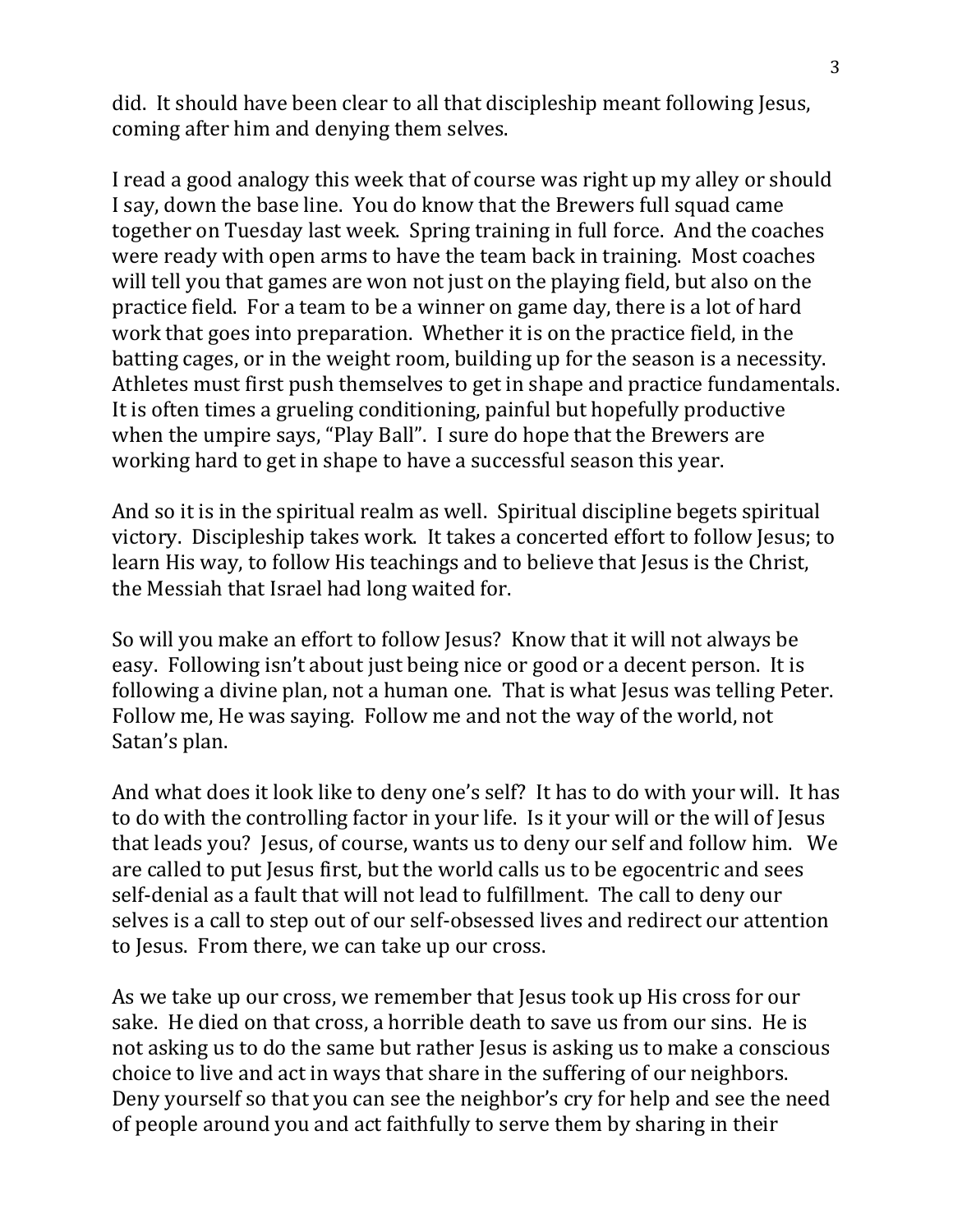did. It should have been clear to all that discipleship meant following Jesus, coming after him and denying them selves.

I read a good analogy this week that of course was right up my alley or should I say, down the base line. You do know that the Brewers full squad came together on Tuesday last week. Spring training in full force. And the coaches were ready with open arms to have the team back in training. Most coaches will tell you that games are won not just on the playing field, but also on the practice field. For a team to be a winner on game day, there is a lot of hard work that goes into preparation. Whether it is on the practice field, in the batting cages, or in the weight room, building up for the season is a necessity. Athletes must first push themselves to get in shape and practice fundamentals. It is often times a grueling conditioning, painful but hopefully productive when the umpire says, "Play Ball". I sure do hope that the Brewers are working hard to get in shape to have a successful season this year.

And so it is in the spiritual realm as well. Spiritual discipline begets spiritual victory. Discipleship takes work. It takes a concerted effort to follow Jesus; to learn His way, to follow His teachings and to believe that Jesus is the Christ, the Messiah that Israel had long waited for.

So will you make an effort to follow Jesus? Know that it will not always be easy. Following isn't about just being nice or good or a decent person. It is following a divine plan, not a human one. That is what Jesus was telling Peter. Follow me, He was saying. Follow me and not the way of the world, not Satan's plan.

And what does it look like to deny one's self? It has to do with your will. It has to do with the controlling factor in your life. Is it your will or the will of Jesus that leads you? Jesus, of course, wants us to deny our self and follow him. We are called to put Jesus first, but the world calls us to be egocentric and sees self-denial as a fault that will not lead to fulfillment. The call to deny our selves is a call to step out of our self-obsessed lives and redirect our attention to Jesus. From there, we can take up our cross.

As we take up our cross, we remember that Jesus took up His cross for our sake. He died on that cross, a horrible death to save us from our sins. He is not asking us to do the same but rather Jesus is asking us to make a conscious choice to live and act in ways that share in the suffering of our neighbors. Deny yourself so that you can see the neighbor's cry for help and see the need of people around you and act faithfully to serve them by sharing in their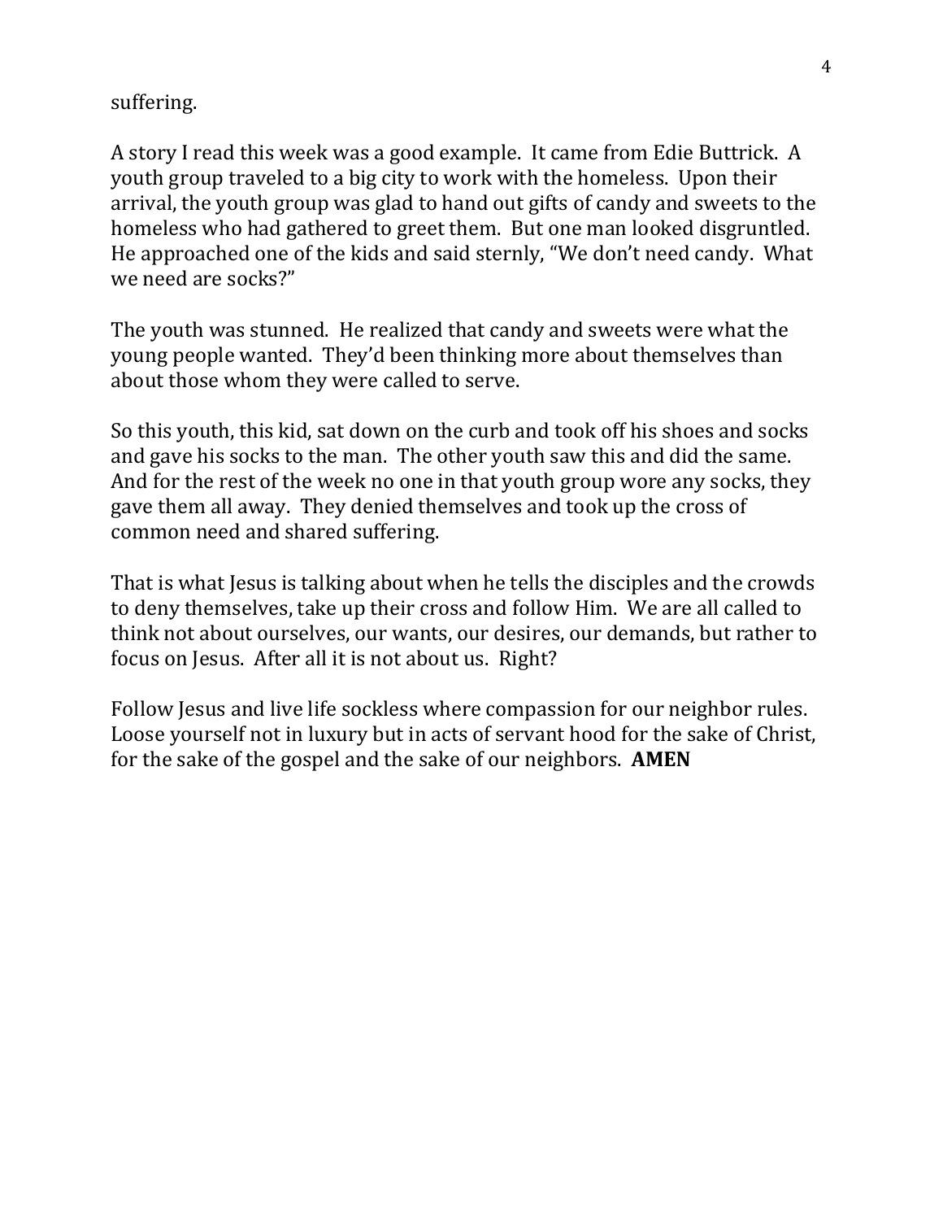suffering.

A story I read this week was a good example. It came from Edie Buttrick. A youth group traveled to a big city to work with the homeless. Upon their arrival, the youth group was glad to hand out gifts of candy and sweets to the homeless who had gathered to greet them. But one man looked disgruntled. He approached one of the kids and said sternly, "We don't need candy. What we need are socks?"

The youth was stunned. He realized that candy and sweets were what the young people wanted. They'd been thinking more about themselves than about those whom they were called to serve.

So this youth, this kid, sat down on the curb and took off his shoes and socks and gave his socks to the man. The other youth saw this and did the same. And for the rest of the week no one in that youth group wore any socks, they gave them all away. They denied themselves and took up the cross of common need and shared suffering.

That is what Jesus is talking about when he tells the disciples and the crowds to deny themselves, take up their cross and follow Him. We are all called to think not about ourselves, our wants, our desires, our demands, but rather to focus on Jesus. After all it is not about us. Right?

Follow Jesus and live life sockless where compassion for our neighbor rules. Loose yourself not in luxury but in acts of servant hood for the sake of Christ, for the sake of the gospel and the sake of our neighbors. **AMEN**